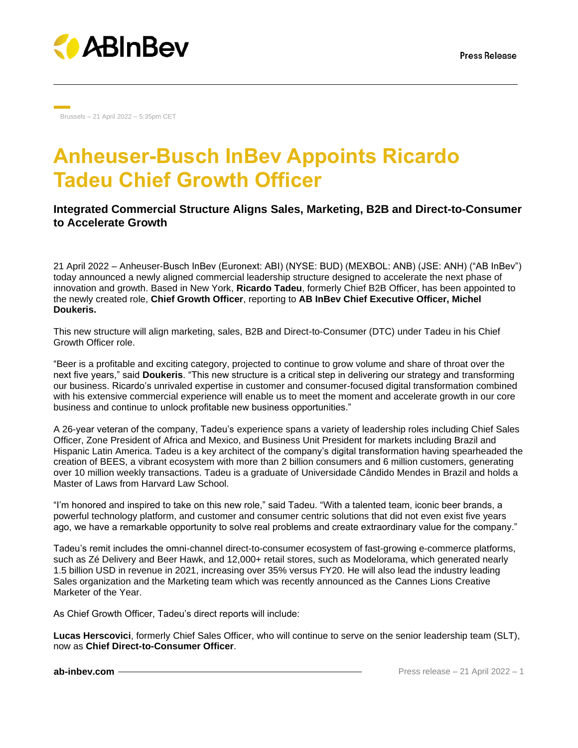Press Release

Brussels – 21 April 2022 – 5:35pm CET

# Anheuser-Busch InBev Appoints Ricardo Tadeu Chief Growth Officer

### Integrated Commercial Structure Aligns Sales, Marketing, B2B and Direct-to-Consumer to Accelerate Growth

21 April 2022 – Anheuser-Busch InBev (Euronext: ABI) (NYSE: BUD) (MEXBOL: ANB) (JSE: ANH) ("AB InBev") today announced a newly aligned commercial leadership structure designed to accelerate the next phase of innovation and growth. Based in New York, **Ricardo Tadeu**, formerly Chief B2B Officer, has been appointed to the newly created role, **Chief Growth Officer**, reporting to **AB InBev Chief Executive Officer, Michel Doukeris.**

This new structure will align marketing, sales, B2B and Direct-to-Consumer (DTC) under Tadeu in his Chief Growth Officer role.

"Beer is a profitable and exciting category, projected to continue to grow volume and share of throat over the next five years," said **Doukeris**. "This new structure is a critical step in delivering our strategy and transforming our business. Ricardo's unrivaled expertise in customer and consumer-focused digital transformation combined with his extensive commercial experience will enable us to meet the moment and accelerate growth in our core business and continue to unlock profitable new business opportunities."

A 26-year veteran of the company, Tadeu's experience spans a variety of leadership roles including Chief Sales Officer, Zone President of Africa and Mexico, and Business Unit President for markets including Brazil and Hispanic Latin America. Tadeu is a key architect of the company's digital transformation having spearheaded the creation of BEES, a vibrant ecosystem with more than 2 billion consumers and 6 million customers, generating over 10 million weekly transactions. Tadeu is a graduate of Universidade Cândido Mendes in Brazil and holds a Master of Laws from Harvard Law School.

"I'm honored and inspired to take on this new role," said Tadeu. "With a talented team, iconic beer brands, a powerful technology platform, and customer and consumer centric solutions that did not even exist five years ago, we have a remarkable opportunity to solve real problems and create extraordinary value for the company."

Tadeu's remit includes the omni-channel direct-to-consumer ecosystem of fast-growing e-commerce platforms, such as Zé Delivery and Beer Hawk, and 12,000+ retail stores, such as Modelorama, which generated nearly 1.5 billion USD in revenue in 2021, increasing over 35% versus FY20. He will also lead the industry leading Sales organization and the Marketing team which was recently announced as the Cannes Lions Creative Marketer of the Year.

As Chief Growth Officer, Tadeu's direct reports will include:

**Lucas Herscovici**, formerly Chief Sales Officer, who will continue to serve on the senior leadership team (SLT), now as **Chief Direct-to-Consumer Officer**.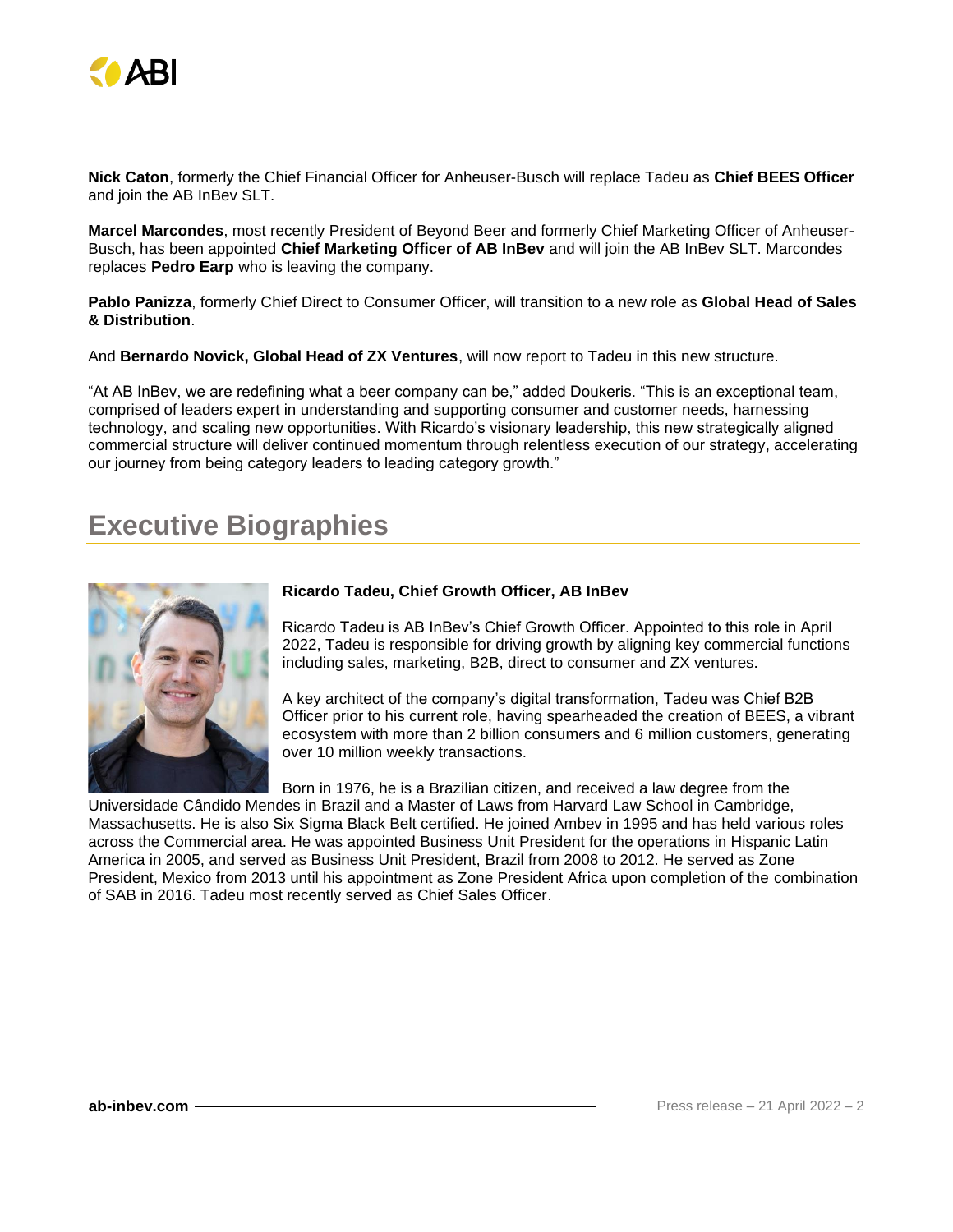**Nick Caton**, formerly the Chief Financial Officer for Anheuser-Busch will replace Tadeu as **Chief BEES Officer** and join the AB InBev SLT.

**Marcel Marcondes**, most recently President of Beyond Beer and formerly Chief Marketing Officer of Anheuser-Busch, has been appointed **Chief Marketing Officer of AB InBev** and will join the AB InBev SLT. Marcondes replaces **Pedro Earp** who is leaving the company.

**Pablo Panizza**, formerly Chief Direct to Consumer Officer, will transition to a new role as **Global Head of Sales & Distribution**.

And **Bernardo Novick, Global Head of ZX Ventures**, will now report to Tadeu in this new structure.

"At AB InBev, we are redefining what a beer company can be," added Doukeris. "This is an exceptional team, comprised of leaders expert in understanding and supporting consumer and customer needs, harnessing technology, and scaling new opportunities. With Ricardo's visionary leadership, this new strategically aligned commercial structure will deliver continued momentum through relentless execution of our strategy, accelerating our journey from being category leaders to leading category growth."

## Executive Biographies

**Ricardo Tadeu, Chief Growth Officer, AB InBev**

Ricardo Tadeu is AB InBev's Chief Growth Officer. Appointed to this role in April 2022, Tadeu is responsible for driving growth by aligning key commercial functions including sales, marketing, B2B, direct to consumer and ZX ventures.

A key architect of the company's digital transformation, Tadeu was Chief B2B Officer prior to his current role, having spearheaded the creation of BEES, a vibrant ecosystem with more than 2 billion consumers and 6 million customers, generating over 10 million weekly transactions.

Born in 1976, he is a Brazilian citizen, and received a law degree from the Universidade Cândido Mendes in Brazil and a Master of Laws from Harvard Law School in Cambridge, Massachusetts. He is also Six Sigma Black Belt certified. He joined Ambev in 1995 and has held various roles across the Commercial area. He was appointed Business Unit President for the operations in Hispanic Latin America in 2005, and served as Business Unit President, Brazil from 2008 to 2012. He served as Zone President, Mexico from 2013 until his appointment as Zone President Africa upon completion of the combination of SAB in 2016. Tadeu most recently served as Chief Sales Officer.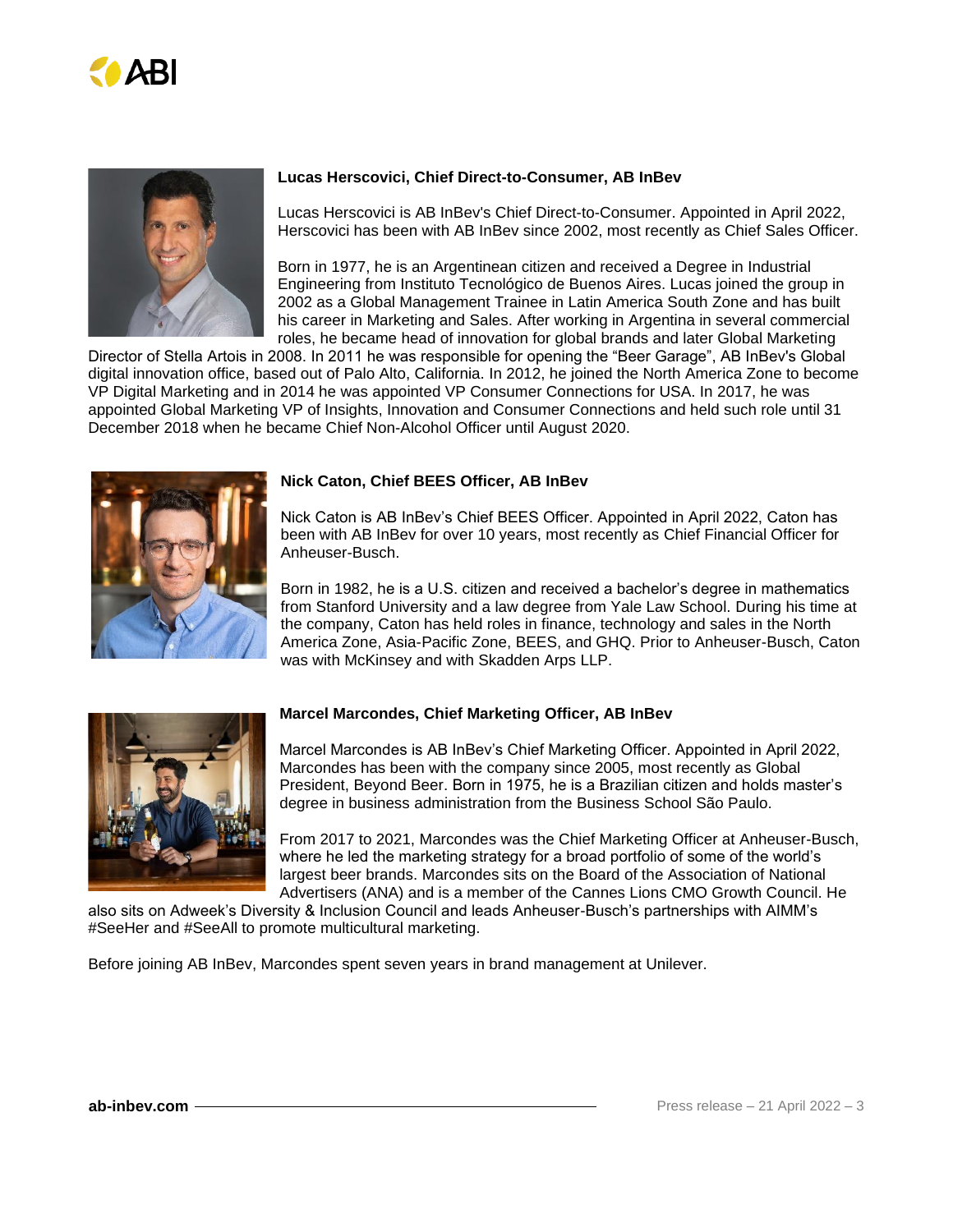**Lucas Herscovici, Chief Direct-to-Consumer, AB InBev**

Lucas Herscovici is AB InBev's Chief Direct-to-Consumer. Appointed in April 2022, Herscovici has been with AB InBev since 2002, most recently as Chief Sales Officer.

Born in 1977, he is an Argentinean citizen and received a Degree in Industrial Engineering from Instituto Tecnológico de Buenos Aires. Lucas joined the group in 2002 as a Global Management Trainee in Latin America South Zone and has built his career in Marketing and Sales. After working in Argentina in several commercial roles, he became head of innovation for global brands and later Global Marketing Director of Stella Artois in 2008. In 2011 he was responsible for opening the "Beer Garage", AB InBev's Global digital innovation office, based out of Palo Alto, California. In 2012, he joined the North America Zone to become VP Digital Marketing and in 2014 he was appointed VP Consumer Connections for USA. In 2017, he was appointed Global Marketing VP of Insights, Innovation and Consumer Connections and held such role until 31 December 2018 when he became Chief Non-Alcohol Officer until August 2020.

**Nick Caton, Chief BEES Officer, AB InBev**

Nick Caton is AB InBev's Chief BEES Officer. Appointed in April 2022, Caton has been with AB InBev for over 10 years, most recently as Chief Financial Officer for Anheuser-Busch.

Born in 1982, he is a U.S. citizen and received a bachelor's degree in mathematics from Stanford University and a law degree from Yale Law School. During his time at the company, Caton has held roles in finance, technology and sales in the North America Zone, Asia-Pacific Zone, BEES, and GHQ. Prior to Anheuser-Busch, Caton was with McKinsey and with Skadden Arps LLP.

**Marcel Marcondes, Chief Marketing Officer, AB InBev**

Marcel Marcondes is AB InBev's Chief Marketing Officer. Appointed in April 2022, Marcondes has been with the company since 2005, most recently as Global President, Beyond Beer. Born in 1975, he is a Brazilian citizen and holds master's degree in business administration from the Business School São Paulo.

From 2017 to 2021, Marcondes was the Chief Marketing Officer at Anheuser-Busch, where he led the marketing strategy for a broad portfolio of some of the world's largest beer brands. Marcondes sits on the Board of the Association of National Advertisers (ANA) and is a member of the Cannes Lions CMO Growth Council. He also sits on Adweek's Diversity & Inclusion Council and leads Anheuser-Busch's partnerships with AIMM's #SeeHer and #SeeAll to promote multicultural marketing.

Before joining AB InBev, Marcondes spent seven years in brand management at Unilever.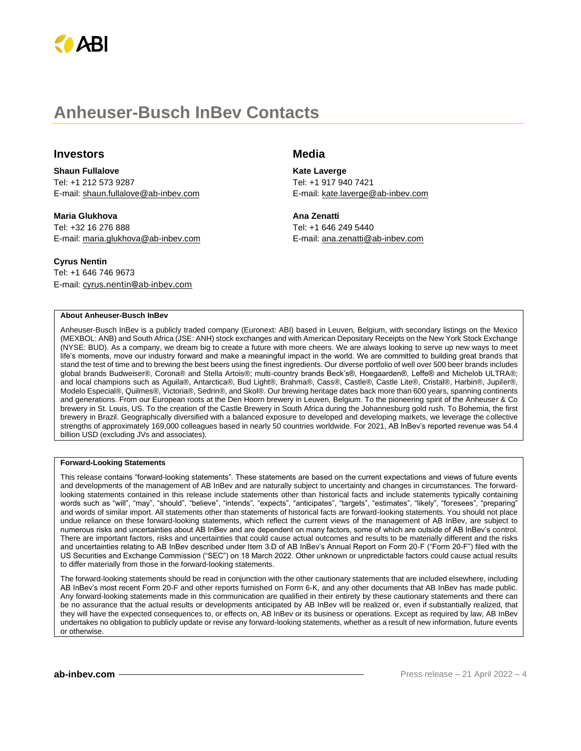# Anheuser-Busch InBev Contacts

## Investors

**Shaun Fullalove**
Tel: +1 212 573 9287
E-mail: shaun.fullalove@ab-inbev.com

**Maria Glukhova**
Tel: +32 16 276 888
E-mail: maria.glukhova@ab-inbev.com

**Cyrus Nentin**
Tel: +1 646 746 9673
E-mail: cyrus.nentin@ab-inbev.com

## Media

**Kate Laverge**
Tel: +1 917 940 7421
E-mail: kate.laverge@ab-inbev.com

**Ana Zenatti**
Tel: +1 646 249 5440
E-mail: ana.zenatti@ab-inbev.com

**About Anheuser-Busch InBev**

Anheuser-Busch InBev is a publicly traded company (Euronext: ABI) based in Leuven, Belgium, with secondary listings on the Mexico (MEXBOL: ANB) and South Africa (JSE: ANH) stock exchanges and with American Depositary Receipts on the New York Stock Exchange (NYSE: BUD). As a company, we dream big to create a future with more cheers. We are always looking to serve up new ways to meet life's moments, move our industry forward and make a meaningful impact in the world. We are committed to building great brands that stand the test of time and to brewing the best beers using the finest ingredients. Our diverse portfolio of well over 500 beer brands includes global brands Budweiser®, Corona® and Stella Artois®; multi-country brands Beck's®, Hoegaarden®, Leffe® and Michelob ULTRA®; and local champions such as Aguila®, Antarctica®, Bud Light®, Brahma®, Cass®, Castle®, Castle Lite®, Cristal®, Harbin®, Jupiler®, Modelo Especial®, Quilmes®, Victoria®, Sedrin®, and Skol®. Our brewing heritage dates back more than 600 years, spanning continents and generations. From our European roots at the Den Hoorn brewery in Leuven, Belgium. To the pioneering spirit of the Anheuser & Co brewery in St. Louis, US. To the creation of the Castle Brewery in South Africa during the Johannesburg gold rush. To Bohemia, the first brewery in Brazil. Geographically diversified with a balanced exposure to developed and developing markets, we leverage the collective strengths of approximately 169,000 colleagues based in nearly 50 countries worldwide. For 2021, AB InBev's reported revenue was 54.4 billion USD (excluding JVs and associates).

**Forward-Looking Statements**

This release contains "forward-looking statements". These statements are based on the current expectations and views of future events and developments of the management of AB InBev and are naturally subject to uncertainty and changes in circumstances. The forward-looking statements contained in this release include statements other than historical facts and include statements typically containing words such as "will", "may", "should", "believe", "intends", "expects", "anticipates", "targets", "estimates", "likely", "foresees", "preparing" and words of similar import. All statements other than statements of historical facts are forward-looking statements. You should not place undue reliance on these forward-looking statements, which reflect the current views of the management of AB InBev, are subject to numerous risks and uncertainties about AB InBev and are dependent on many factors, some of which are outside of AB InBev's control. There are important factors, risks and uncertainties that could cause actual outcomes and results to be materially different and the risks and uncertainties relating to AB InBev described under Item 3.D of AB InBev's Annual Report on Form 20-F ("Form 20-F") filed with the US Securities and Exchange Commission ("SEC") on 18 March 2022. Other unknown or unpredictable factors could cause actual results to differ materially from those in the forward-looking statements.

The forward-looking statements should be read in conjunction with the other cautionary statements that are included elsewhere, including AB InBev's most recent Form 20-F and other reports furnished on Form 6-K, and any other documents that AB InBev has made public. Any forward-looking statements made in this communication are qualified in their entirety by these cautionary statements and there can be no assurance that the actual results or developments anticipated by AB InBev will be realized or, even if substantially realized, that they will have the expected consequences to, or effects on, AB InBev or its business or operations. Except as required by law, AB InBev undertakes no obligation to publicly update or revise any forward-looking statements, whether as a result of new information, future events or otherwise.